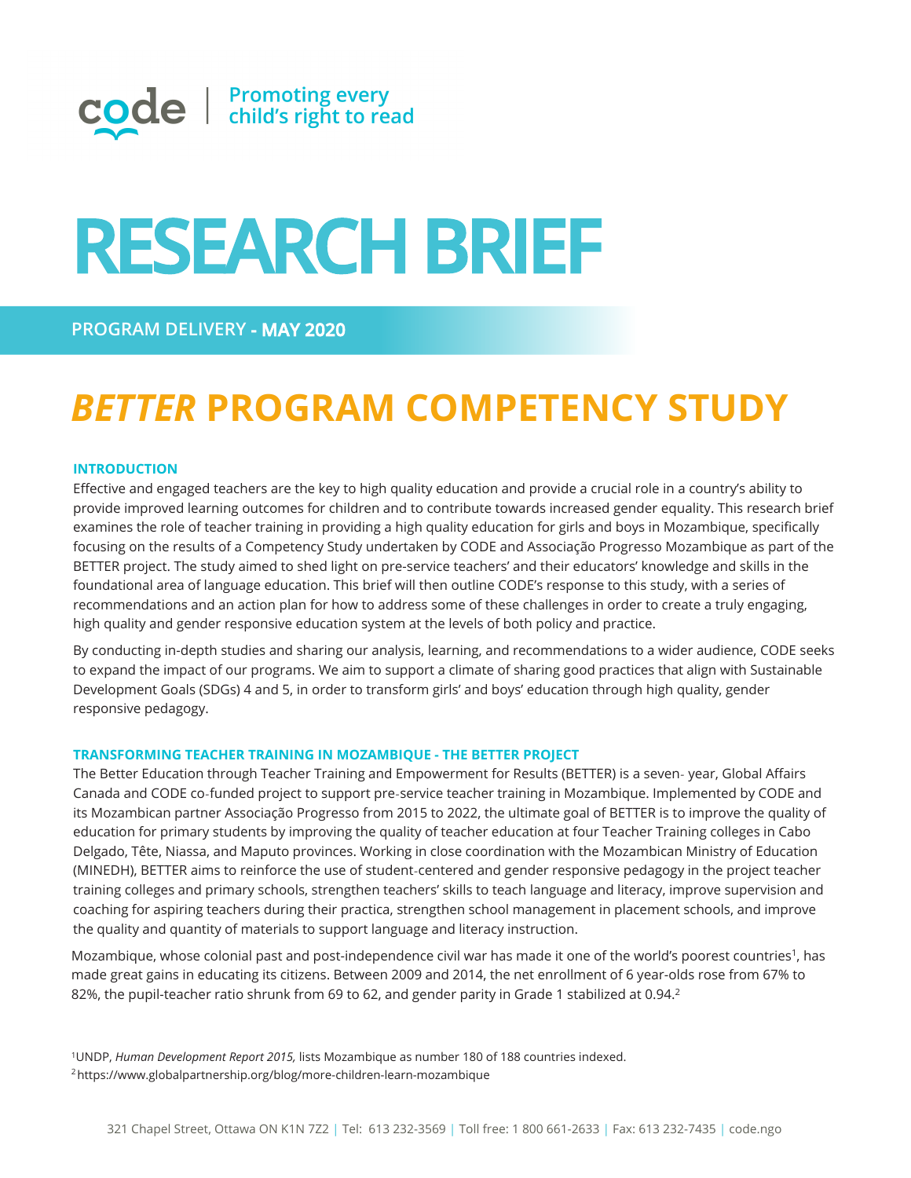code | Promoting every child's right to read

# RESEARCH BRIEF

PROGRAM DELIVERY - **MAY 2020**

# *BETTER* PROGRAM COMPETENCY STUDY

## INTRODUCTION

Effective and engaged teachers are the key to high quality education and provide a crucial role in a country's ability to provide improved learning outcomes for children and to contribute towards increased gender equality. This research brief examines the role of teacher training in providing a high quality education for girls and boys in Mozambique, specifically focusing on the results of a Competency Study undertaken by CODE and Associação Progresso Mozambique as part of the BETTER project. The study aimed to shed light on pre-service teachers' and their educators' knowledge and skills in the foundational area of language education. This brief will then outline CODE's response to this study, with a series of recommendations and an action plan for how to address some of these challenges in order to create a truly engaging, high quality and gender responsive education system at the levels of both policy and practice.

By conducting in-depth studies and sharing our analysis, learning, and recommendations to a wider audience, CODE seeks to expand the impact of our programs. We aim to support a climate of sharing good practices that align with Sustainable Development Goals (SDGs) 4 and 5, in order to transform girls' and boys' education through high quality, gender responsive pedagogy.

## TRANSFORMING TEACHER TRAINING IN MOZAMBIQUE - THE BETTER PROJECT

The Better Education through Teacher Training and Empowerment for Results (BETTER) is a seven- year, Global Affairs Canada and CODE co-funded project to support pre-service teacher training in Mozambique. Implemented by CODE and its Mozambican partner Associação Progresso from 2015 to 2022, the ultimate goal of BETTER is to improve the quality of education for primary students by improving the quality of teacher education at four Teacher Training colleges in Cabo Delgado, Tête, Niassa, and Maputo provinces. Working in close coordination with the Mozambican Ministry of Education (MINEDH), BETTER aims to reinforce the use of student-centered and gender responsive pedagogy in the project teacher training colleges and primary schools, strengthen teachers' skills to teach language and literacy, improve supervision and coaching for aspiring teachers during their practica, strengthen school management in placement schools, and improve the quality and quantity of materials to support language and literacy instruction.

Mozambique, whose colonial past and post-independence civil war has made it one of the world's poorest countries[1], has made great gains in educating its citizens. Between 2009 and 2014, the net enrollment of 6 year-olds rose from 67% to 82%, the pupil-teacher ratio shrunk from 69 to 62, and gender parity in Grade 1 stabilized at 0.94.[2]

[1] UNDP, *Human Development Report 2015,* lists Mozambique as number 180 of 188 countries indexed.
[2] https://www.globalpartnership.org/blog/more-children-learn-mozambique

321 Chapel Street, Ottawa ON K1N 7Z2 | Tel: 613 232-3569 | Toll free: 1 800 661-2633 | Fax: 613 232-7435 | code.ngo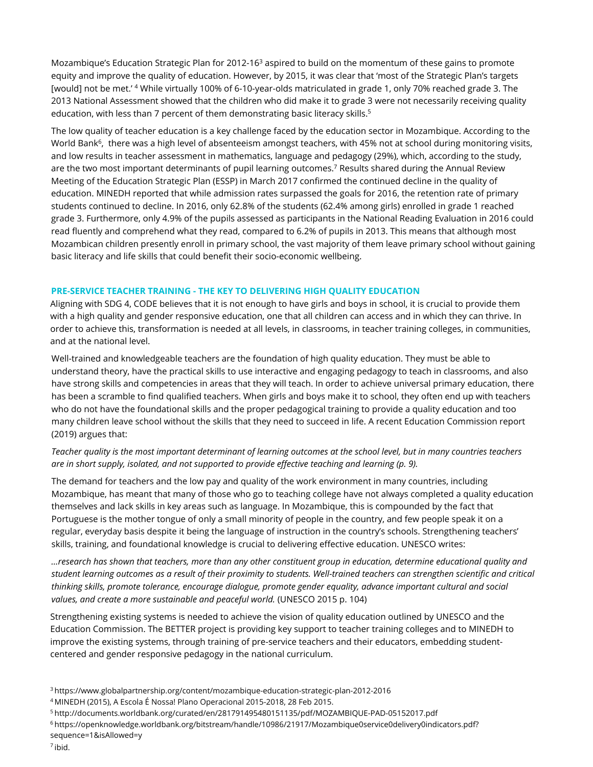Mozambique's Education Strategic Plan for 2012-16[3] aspired to build on the momentum of these gains to promote equity and improve the quality of education. However, by 2015, it was clear that 'most of the Strategic Plan's targets [would] not be met.' [4] While virtually 100% of 6-10-year-olds matriculated in grade 1, only 70% reached grade 3. The 2013 National Assessment showed that the children who did make it to grade 3 were not necessarily receiving quality education, with less than 7 percent of them demonstrating basic literacy skills.[5]

The low quality of teacher education is a key challenge faced by the education sector in Mozambique. According to the World Bank[6], there was a high level of absenteeism amongst teachers, with 45% not at school during monitoring visits, and low results in teacher assessment in mathematics, language and pedagogy (29%), which, according to the study, are the two most important determinants of pupil learning outcomes.[7] Results shared during the Annual Review Meeting of the Education Strategic Plan (ESSP) in March 2017 confirmed the continued decline in the quality of education. MINEDH reported that while admission rates surpassed the goals for 2016, the retention rate of primary students continued to decline. In 2016, only 62.8% of the students (62.4% among girls) enrolled in grade 1 reached grade 3. Furthermore, only 4.9% of the pupils assessed as participants in the National Reading Evaluation in 2016 could read fluently and comprehend what they read, compared to 6.2% of pupils in 2013. This means that although most Mozambican children presently enroll in primary school, the vast majority of them leave primary school without gaining basic literacy and life skills that could benefit their socio-economic wellbeing.

## PRE-SERVICE TEACHER TRAINING - THE KEY TO DELIVERING HIGH QUALITY EDUCATION

Aligning with SDG 4, CODE believes that it is not enough to have girls and boys in school, it is crucial to provide them with a high quality and gender responsive education, one that all children can access and in which they can thrive. In order to achieve this, transformation is needed at all levels, in classrooms, in teacher training colleges, in communities, and at the national level.

Well-trained and knowledgeable teachers are the foundation of high quality education. They must be able to understand theory, have the practical skills to use interactive and engaging pedagogy to teach in classrooms, and also have strong skills and competencies in areas that they will teach. In order to achieve universal primary education, there has been a scramble to find qualified teachers. When girls and boys make it to school, they often end up with teachers who do not have the foundational skills and the proper pedagogical training to provide a quality education and too many children leave school without the skills that they need to succeed in life. A recent Education Commission report (2019) argues that:

*Teacher quality is the most important determinant of learning outcomes at the school level, but in many countries teachers are in short supply, isolated, and not supported to provide effective teaching and learning (p. 9).*

The demand for teachers and the low pay and quality of the work environment in many countries, including Mozambique, has meant that many of those who go to teaching college have not always completed a quality education themselves and lack skills in key areas such as language. In Mozambique, this is compounded by the fact that Portuguese is the mother tongue of only a small minority of people in the country, and few people speak it on a regular, everyday basis despite it being the language of instruction in the country's schools. Strengthening teachers' skills, training, and foundational knowledge is crucial to delivering effective education. UNESCO writes:

*...research has shown that teachers, more than any other constituent group in education, determine educational quality and student learning outcomes as a result of their proximity to students. Well-trained teachers can strengthen scientific and critical thinking skills, promote tolerance, encourage dialogue, promote gender equality, advance important cultural and social values, and create a more sustainable and peaceful world.* (UNESCO 2015 p. 104)

Strengthening existing systems is needed to achieve the vision of quality education outlined by UNESCO and the Education Commission. The BETTER project is providing key support to teacher training colleges and to MINEDH to improve the existing systems, through training of pre-service teachers and their educators, embedding student-centered and gender responsive pedagogy in the national curriculum.

---

[3] https://www.globalpartnership.org/content/mozambique-education-strategic-plan-2012-2016

[4] MINEDH (2015), A Escola É Nossa! Plano Operacional 2015-2018, 28 Feb 2015.

[5] http://documents.worldbank.org/curated/en/281791495480151135/pdf/MOZAMBIQUE-PAD-05152017.pdf

[6] https://openknowledge.worldbank.org/bitstream/handle/10986/21917/Mozambique0service0delivery0indicators.pdf?sequence=1&isAllowed=y

[7] ibid.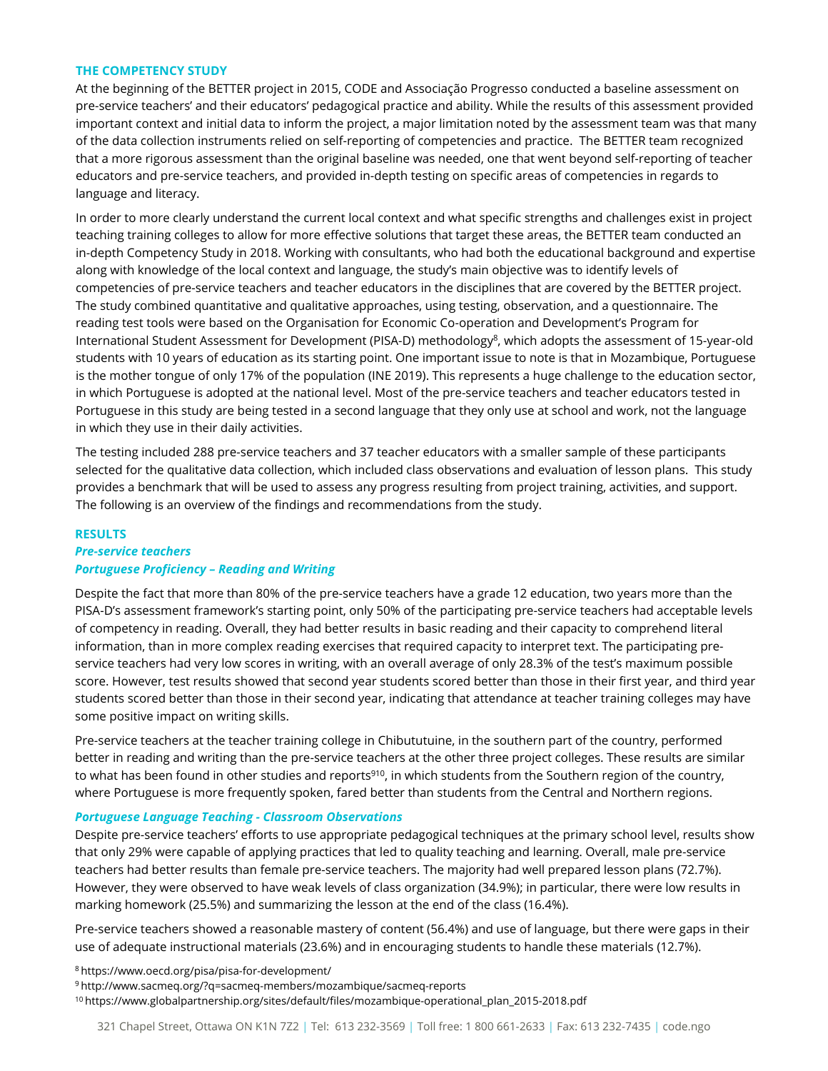## THE COMPETENCY STUDY

At the beginning of the BETTER project in 2015, CODE and Associação Progresso conducted a baseline assessment on pre-service teachers' and their educators' pedagogical practice and ability. While the results of this assessment provided important context and initial data to inform the project, a major limitation noted by the assessment team was that many of the data collection instruments relied on self-reporting of competencies and practice. The BETTER team recognized that a more rigorous assessment than the original baseline was needed, one that went beyond self-reporting of teacher educators and pre-service teachers, and provided in-depth testing on specific areas of competencies in regards to language and literacy.

In order to more clearly understand the current local context and what specific strengths and challenges exist in project teaching training colleges to allow for more effective solutions that target these areas, the BETTER team conducted an in-depth Competency Study in 2018. Working with consultants, who had both the educational background and expertise along with knowledge of the local context and language, the study's main objective was to identify levels of competencies of pre-service teachers and teacher educators in the disciplines that are covered by the BETTER project. The study combined quantitative and qualitative approaches, using testing, observation, and a questionnaire. The reading test tools were based on the Organisation for Economic Co-operation and Development's Program for International Student Assessment for Development (PISA-D) methodology[8], which adopts the assessment of 15-year-old students with 10 years of education as its starting point. One important issue to note is that in Mozambique, Portuguese is the mother tongue of only 17% of the population (INE 2019). This represents a huge challenge to the education sector, in which Portuguese is adopted at the national level. Most of the pre-service teachers and teacher educators tested in Portuguese in this study are being tested in a second language that they only use at school and work, not the language in which they use in their daily activities.

The testing included 288 pre-service teachers and 37 teacher educators with a smaller sample of these participants selected for the qualitative data collection, which included class observations and evaluation of lesson plans. This study provides a benchmark that will be used to assess any progress resulting from project training, activities, and support. The following is an overview of the findings and recommendations from the study.

## RESULTS

### *Pre-service teachers*

#### *Portuguese Proficiency – Reading and Writing*

Despite the fact that more than 80% of the pre-service teachers have a grade 12 education, two years more than the PISA-D's assessment framework's starting point, only 50% of the participating pre-service teachers had acceptable levels of competency in reading. Overall, they had better results in basic reading and their capacity to comprehend literal information, than in more complex reading exercises that required capacity to interpret text. The participating pre-service teachers had very low scores in writing, with an overall average of only 28.3% of the test's maximum possible score. However, test results showed that second year students scored better than those in their first year, and third year students scored better than those in their second year, indicating that attendance at teacher training colleges may have some positive impact on writing skills.

Pre-service teachers at the teacher training college in Chibututuine, in the southern part of the country, performed better in reading and writing than the pre-service teachers at the other three project colleges. These results are similar to what has been found in other studies and reports[9][10], in which students from the Southern region of the country, where Portuguese is more frequently spoken, fared better than students from the Central and Northern regions.

#### *Portuguese Language Teaching - Classroom Observations*

Despite pre-service teachers' efforts to use appropriate pedagogical techniques at the primary school level, results show that only 29% were capable of applying practices that led to quality teaching and learning. Overall, male pre-service teachers had better results than female pre-service teachers. The majority had well prepared lesson plans (72.7%). However, they were observed to have weak levels of class organization (34.9%); in particular, there were low results in marking homework (25.5%) and summarizing the lesson at the end of the class (16.4%).

Pre-service teachers showed a reasonable mastery of content (56.4%) and use of language, but there were gaps in their use of adequate instructional materials (23.6%) and in encouraging students to handle these materials (12.7%).

[8] https://www.oecd.org/pisa/pisa-for-development/

[9] http://www.sacmeq.org/?q=sacmeq-members/mozambique/sacmeq-reports

[10] https://www.globalpartnership.org/sites/default/files/mozambique-operational_plan_2015-2018.pdf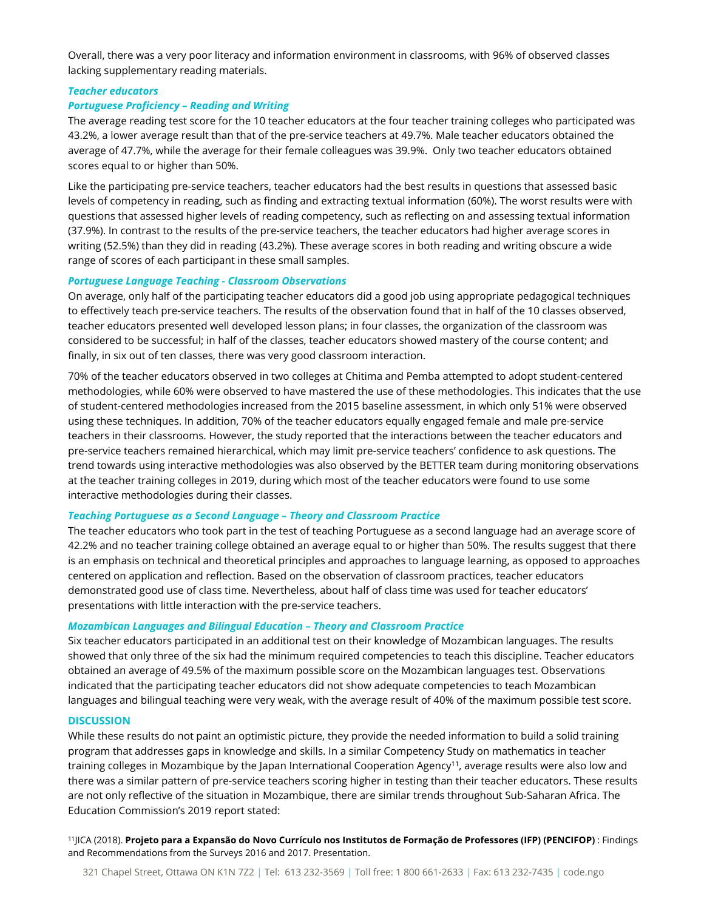Overall, there was a very poor literacy and information environment in classrooms, with 96% of observed classes lacking supplementary reading materials.

***Teacher educators***

***Portuguese Proficiency – Reading and Writing***

The average reading test score for the 10 teacher educators at the four teacher training colleges who participated was 43.2%, a lower average result than that of the pre-service teachers at 49.7%. Male teacher educators obtained the average of 47.7%, while the average for their female colleagues was 39.9%. Only two teacher educators obtained scores equal to or higher than 50%.

Like the participating pre-service teachers, teacher educators had the best results in questions that assessed basic levels of competency in reading, such as finding and extracting textual information (60%). The worst results were with questions that assessed higher levels of reading competency, such as reflecting on and assessing textual information (37.9%). In contrast to the results of the pre-service teachers, the teacher educators had higher average scores in writing (52.5%) than they did in reading (43.2%). These average scores in both reading and writing obscure a wide range of scores of each participant in these small samples.

***Portuguese Language Teaching - Classroom Observations***

On average, only half of the participating teacher educators did a good job using appropriate pedagogical techniques to effectively teach pre-service teachers. The results of the observation found that in half of the 10 classes observed, teacher educators presented well developed lesson plans; in four classes, the organization of the classroom was considered to be successful; in half of the classes, teacher educators showed mastery of the course content; and finally, in six out of ten classes, there was very good classroom interaction.

70% of the teacher educators observed in two colleges at Chitima and Pemba attempted to adopt student-centered methodologies, while 60% were observed to have mastered the use of these methodologies. This indicates that the use of student-centered methodologies increased from the 2015 baseline assessment, in which only 51% were observed using these techniques. In addition, 70% of the teacher educators equally engaged female and male pre-service teachers in their classrooms. However, the study reported that the interactions between the teacher educators and pre-service teachers remained hierarchical, which may limit pre-service teachers' confidence to ask questions. The trend towards using interactive methodologies was also observed by the BETTER team during monitoring observations at the teacher training colleges in 2019, during which most of the teacher educators were found to use some interactive methodologies during their classes.

***Teaching Portuguese as a Second Language – Theory and Classroom Practice***

The teacher educators who took part in the test of teaching Portuguese as a second language had an average score of 42.2% and no teacher training college obtained an average equal to or higher than 50%. The results suggest that there is an emphasis on technical and theoretical principles and approaches to language learning, as opposed to approaches centered on application and reflection. Based on the observation of classroom practices, teacher educators demonstrated good use of class time. Nevertheless, about half of class time was used for teacher educators' presentations with little interaction with the pre-service teachers.

***Mozambican Languages and Bilingual Education – Theory and Classroom Practice***

Six teacher educators participated in an additional test on their knowledge of Mozambican languages. The results showed that only three of the six had the minimum required competencies to teach this discipline. Teacher educators obtained an average of 49.5% of the maximum possible score on the Mozambican languages test. Observations indicated that the participating teacher educators did not show adequate competencies to teach Mozambican languages and bilingual teaching were very weak, with the average result of 40% of the maximum possible test score.

## DISCUSSION

While these results do not paint an optimistic picture, they provide the needed information to build a solid training program that addresses gaps in knowledge and skills. In a similar Competency Study on mathematics in teacher training colleges in Mozambique by the Japan International Cooperation Agency[11], average results were also low and there was a similar pattern of pre-service teachers scoring higher in testing than their teacher educators. These results are not only reflective of the situation in Mozambique, there are similar trends throughout Sub-Saharan Africa. The Education Commission's 2019 report stated:

[11]JICA (2018). **Projeto para a Expansão do Novo Currículo nos Institutos de Formação de Professores (IFP) (PENCIFOP)** : Findings and Recommendations from the Surveys 2016 and 2017. Presentation.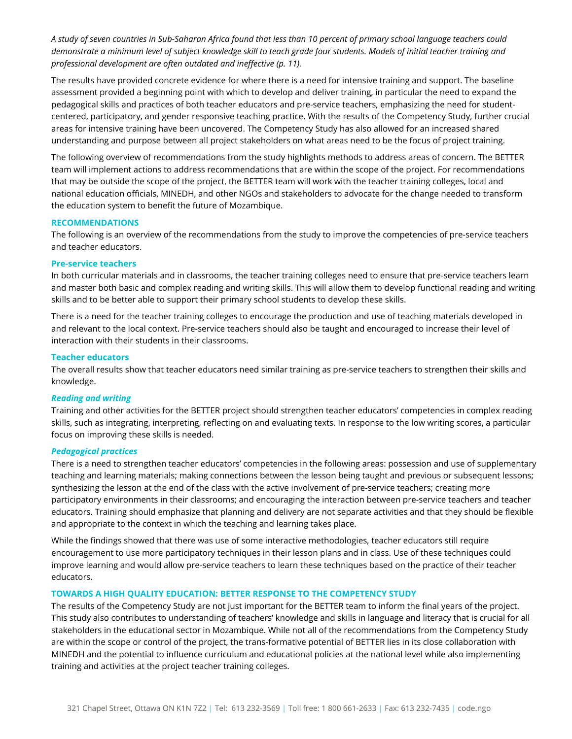*A study of seven countries in Sub-Saharan Africa found that less than 10 percent of primary school language teachers could demonstrate a minimum level of subject knowledge skill to teach grade four students. Models of initial teacher training and professional development are often outdated and ineffective (p. 11).*

The results have provided concrete evidence for where there is a need for intensive training and support. The baseline assessment provided a beginning point with which to develop and deliver training, in particular the need to expand the pedagogical skills and practices of both teacher educators and pre-service teachers, emphasizing the need for student-centered, participatory, and gender responsive teaching practice. With the results of the Competency Study, further crucial areas for intensive training have been uncovered. The Competency Study has also allowed for an increased shared understanding and purpose between all project stakeholders on what areas need to be the focus of project training.

The following overview of recommendations from the study highlights methods to address areas of concern. The BETTER team will implement actions to address recommendations that are within the scope of the project. For recommendations that may be outside the scope of the project, the BETTER team will work with the teacher training colleges, local and national education officials, MINEDH, and other NGOs and stakeholders to advocate for the change needed to transform the education system to benefit the future of Mozambique.

## RECOMMENDATIONS

The following is an overview of the recommendations from the study to improve the competencies of pre-service teachers and teacher educators.

### Pre-service teachers

In both curricular materials and in classrooms, the teacher training colleges need to ensure that pre-service teachers learn and master both basic and complex reading and writing skills. This will allow them to develop functional reading and writing skills and to be better able to support their primary school students to develop these skills.

There is a need for the teacher training colleges to encourage the production and use of teaching materials developed in and relevant to the local context. Pre-service teachers should also be taught and encouraged to increase their level of interaction with their students in their classrooms.

### Teacher educators

The overall results show that teacher educators need similar training as pre-service teachers to strengthen their skills and knowledge.

#### *Reading and writing*

Training and other activities for the BETTER project should strengthen teacher educators' competencies in complex reading skills, such as integrating, interpreting, reflecting on and evaluating texts. In response to the low writing scores, a particular focus on improving these skills is needed.

#### *Pedagogical practices*

There is a need to strengthen teacher educators' competencies in the following areas: possession and use of supplementary teaching and learning materials; making connections between the lesson being taught and previous or subsequent lessons; synthesizing the lesson at the end of the class with the active involvement of pre-service teachers; creating more participatory environments in their classrooms; and encouraging the interaction between pre-service teachers and teacher educators. Training should emphasize that planning and delivery are not separate activities and that they should be flexible and appropriate to the context in which the teaching and learning takes place.

While the findings showed that there was use of some interactive methodologies, teacher educators still require encouragement to use more participatory techniques in their lesson plans and in class. Use of these techniques could improve learning and would allow pre-service teachers to learn these techniques based on the practice of their teacher educators.

## TOWARDS A HIGH QUALITY EDUCATION: BETTER RESPONSE TO THE COMPETENCY STUDY

The results of the Competency Study are not just important for the BETTER team to inform the final years of the project. This study also contributes to understanding of teachers' knowledge and skills in language and literacy that is crucial for all stakeholders in the educational sector in Mozambique. While not all of the recommendations from the Competency Study are within the scope or control of the project, the trans-formative potential of BETTER lies in its close collaboration with MINEDH and the potential to influence curriculum and educational policies at the national level while also implementing training and activities at the project teacher training colleges.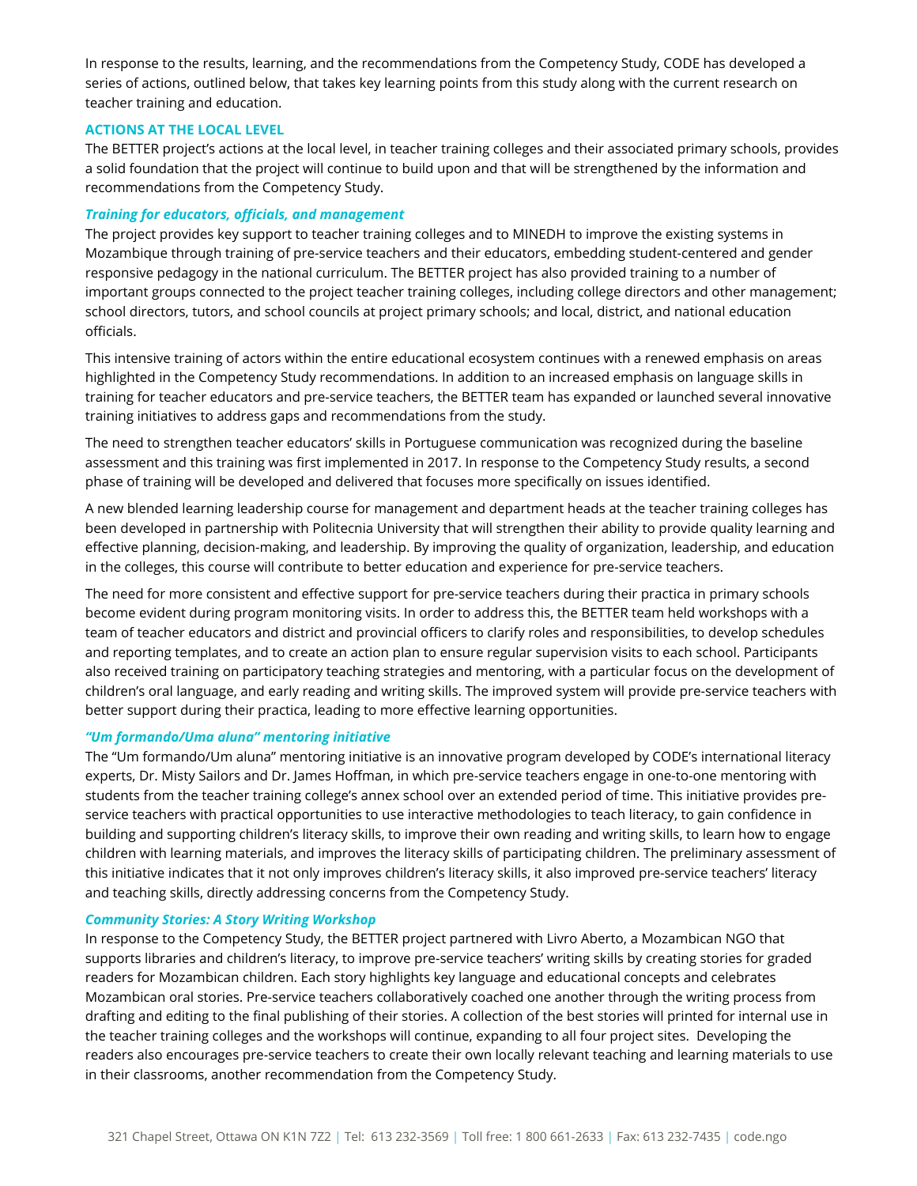In response to the results, learning, and the recommendations from the Competency Study, CODE has developed a series of actions, outlined below, that takes key learning points from this study along with the current research on teacher training and education.

## ACTIONS AT THE LOCAL LEVEL

The BETTER project's actions at the local level, in teacher training colleges and their associated primary schools, provides a solid foundation that the project will continue to build upon and that will be strengthened by the information and recommendations from the Competency Study.

### *Training for educators, officials, and management*

The project provides key support to teacher training colleges and to MINEDH to improve the existing systems in Mozambique through training of pre-service teachers and their educators, embedding student-centered and gender responsive pedagogy in the national curriculum. The BETTER project has also provided training to a number of important groups connected to the project teacher training colleges, including college directors and other management; school directors, tutors, and school councils at project primary schools; and local, district, and national education officials.

This intensive training of actors within the entire educational ecosystem continues with a renewed emphasis on areas highlighted in the Competency Study recommendations. In addition to an increased emphasis on language skills in training for teacher educators and pre-service teachers, the BETTER team has expanded or launched several innovative training initiatives to address gaps and recommendations from the study.

The need to strengthen teacher educators' skills in Portuguese communication was recognized during the baseline assessment and this training was first implemented in 2017. In response to the Competency Study results, a second phase of training will be developed and delivered that focuses more specifically on issues identified.

A new blended learning leadership course for management and department heads at the teacher training colleges has been developed in partnership with Politecnia University that will strengthen their ability to provide quality learning and effective planning, decision-making, and leadership. By improving the quality of organization, leadership, and education in the colleges, this course will contribute to better education and experience for pre-service teachers.

The need for more consistent and effective support for pre-service teachers during their practica in primary schools become evident during program monitoring visits. In order to address this, the BETTER team held workshops with a team of teacher educators and district and provincial officers to clarify roles and responsibilities, to develop schedules and reporting templates, and to create an action plan to ensure regular supervision visits to each school. Participants also received training on participatory teaching strategies and mentoring, with a particular focus on the development of children's oral language, and early reading and writing skills. The improved system will provide pre-service teachers with better support during their practica, leading to more effective learning opportunities.

### *"Um formando/Uma aluna" mentoring initiative*

The "Um formando/Um aluna" mentoring initiative is an innovative program developed by CODE's international literacy experts, Dr. Misty Sailors and Dr. James Hoffman, in which pre-service teachers engage in one-to-one mentoring with students from the teacher training college's annex school over an extended period of time. This initiative provides pre-service teachers with practical opportunities to use interactive methodologies to teach literacy, to gain confidence in building and supporting children's literacy skills, to improve their own reading and writing skills, to learn how to engage children with learning materials, and improves the literacy skills of participating children. The preliminary assessment of this initiative indicates that it not only improves children's literacy skills, it also improved pre-service teachers' literacy and teaching skills, directly addressing concerns from the Competency Study.

### *Community Stories: A Story Writing Workshop*

In response to the Competency Study, the BETTER project partnered with Livro Aberto, a Mozambican NGO that supports libraries and children's literacy, to improve pre-service teachers' writing skills by creating stories for graded readers for Mozambican children. Each story highlights key language and educational concepts and celebrates Mozambican oral stories. Pre-service teachers collaboratively coached one another through the writing process from drafting and editing to the final publishing of their stories. A collection of the best stories will printed for internal use in the teacher training colleges and the workshops will continue, expanding to all four project sites. Developing the readers also encourages pre-service teachers to create their own locally relevant teaching and learning materials to use in their classrooms, another recommendation from the Competency Study.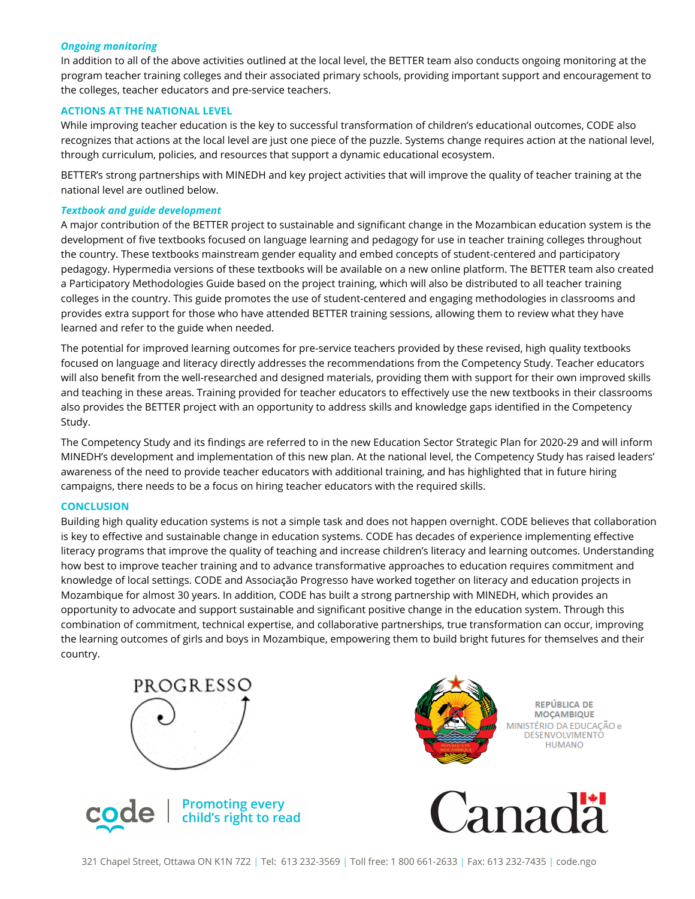*Ongoing monitoring*

In addition to all of the above activities outlined at the local level, the BETTER team also conducts ongoing monitoring at the program teacher training colleges and their associated primary schools, providing important support and encouragement to the colleges, teacher educators and pre-service teachers.

## ACTIONS AT THE NATIONAL LEVEL

While improving teacher education is the key to successful transformation of children's educational outcomes, CODE also recognizes that actions at the local level are just one piece of the puzzle. Systems change requires action at the national level, through curriculum, policies, and resources that support a dynamic educational ecosystem.

BETTER's strong partnerships with MINEDH and key project activities that will improve the quality of teacher training at the national level are outlined below.

*Textbook and guide development*

A major contribution of the BETTER project to sustainable and significant change in the Mozambican education system is the development of five textbooks focused on language learning and pedagogy for use in teacher training colleges throughout the country. These textbooks mainstream gender equality and embed concepts of student-centered and participatory pedagogy. Hypermedia versions of these textbooks will be available on a new online platform. The BETTER team also created a Participatory Methodologies Guide based on the project training, which will also be distributed to all teacher training colleges in the country. This guide promotes the use of student-centered and engaging methodologies in classrooms and provides extra support for those who have attended BETTER training sessions, allowing them to review what they have learned and refer to the guide when needed.

The potential for improved learning outcomes for pre-service teachers provided by these revised, high quality textbooks focused on language and literacy directly addresses the recommendations from the Competency Study. Teacher educators will also benefit from the well-researched and designed materials, providing them with support for their own improved skills and teaching in these areas. Training provided for teacher educators to effectively use the new textbooks in their classrooms also provides the BETTER project with an opportunity to address skills and knowledge gaps identified in the Competency Study.

The Competency Study and its findings are referred to in the new Education Sector Strategic Plan for 2020-29 and will inform MINEDH's development and implementation of this new plan. At the national level, the Competency Study has raised leaders' awareness of the need to provide teacher educators with additional training, and has highlighted that in future hiring campaigns, there needs to be a focus on hiring teacher educators with the required skills.

## CONCLUSION

Building high quality education systems is not a simple task and does not happen overnight. CODE believes that collaboration is key to effective and sustainable change in education systems. CODE has decades of experience implementing effective literacy programs that improve the quality of teaching and increase children's literacy and learning outcomes. Understanding how best to improve teacher training and to advance transformative approaches to education requires commitment and knowledge of local settings. CODE and Associação Progresso have worked together on literacy and education projects in Mozambique for almost 30 years. In addition, CODE has built a strong partnership with MINEDH, which provides an opportunity to advocate and support sustainable and significant positive change in the education system. Through this combination of commitment, technical expertise, and collaborative partnerships, true transformation can occur, improving the learning outcomes of girls and boys in Mozambique, empowering them to build bright futures for themselves and their country.

PROGRESSO

REPÚBLICA DE MOÇAMBIQUE
MINISTÉRIO DA EDUCAÇÃO e DESENVOLVIMENTO HUMANO

code | Promoting every child's right to read

Canada

321 Chapel Street, Ottawa ON K1N 7Z2 | Tel: 613 232-3569 | Toll free: 1 800 661-2633 | Fax: 613 232-7435 | code.ngo